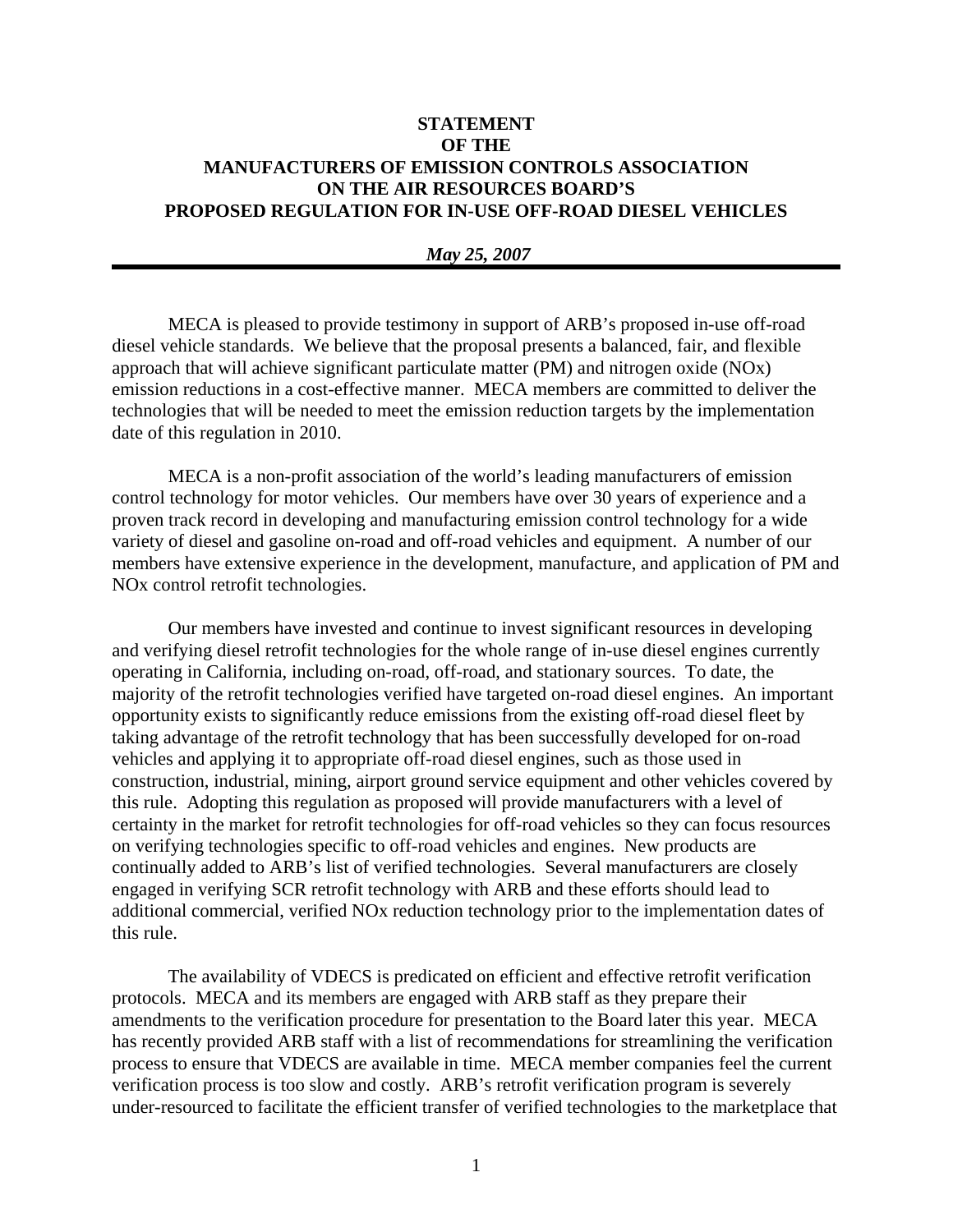# STATEMENT
# OF THE
# MANUFACTURERS OF EMISSION CONTROLS ASSOCIATION
# ON THE AIR RESOURCES BOARD'S
# PROPOSED REGULATION FOR IN-USE OFF-ROAD DIESEL VEHICLES

***May 25, 2007***

---

MECA is pleased to provide testimony in support of ARB's proposed in-use off-road diesel vehicle standards. We believe that the proposal presents a balanced, fair, and flexible approach that will achieve significant particulate matter (PM) and nitrogen oxide (NOx) emission reductions in a cost-effective manner. MECA members are committed to deliver the technologies that will be needed to meet the emission reduction targets by the implementation date of this regulation in 2010.

MECA is a non-profit association of the world's leading manufacturers of emission control technology for motor vehicles. Our members have over 30 years of experience and a proven track record in developing and manufacturing emission control technology for a wide variety of diesel and gasoline on-road and off-road vehicles and equipment. A number of our members have extensive experience in the development, manufacture, and application of PM and NOx control retrofit technologies.

Our members have invested and continue to invest significant resources in developing and verifying diesel retrofit technologies for the whole range of in-use diesel engines currently operating in California, including on-road, off-road, and stationary sources. To date, the majority of the retrofit technologies verified have targeted on-road diesel engines. An important opportunity exists to significantly reduce emissions from the existing off-road diesel fleet by taking advantage of the retrofit technology that has been successfully developed for on-road vehicles and applying it to appropriate off-road diesel engines, such as those used in construction, industrial, mining, airport ground service equipment and other vehicles covered by this rule. Adopting this regulation as proposed will provide manufacturers with a level of certainty in the market for retrofit technologies for off-road vehicles so they can focus resources on verifying technologies specific to off-road vehicles and engines. New products are continually added to ARB's list of verified technologies. Several manufacturers are closely engaged in verifying SCR retrofit technology with ARB and these efforts should lead to additional commercial, verified NOx reduction technology prior to the implementation dates of this rule.

The availability of VDECS is predicated on efficient and effective retrofit verification protocols. MECA and its members are engaged with ARB staff as they prepare their amendments to the verification procedure for presentation to the Board later this year. MECA has recently provided ARB staff with a list of recommendations for streamlining the verification process to ensure that VDECS are available in time. MECA member companies feel the current verification process is too slow and costly. ARB's retrofit verification program is severely under-resourced to facilitate the efficient transfer of verified technologies to the marketplace that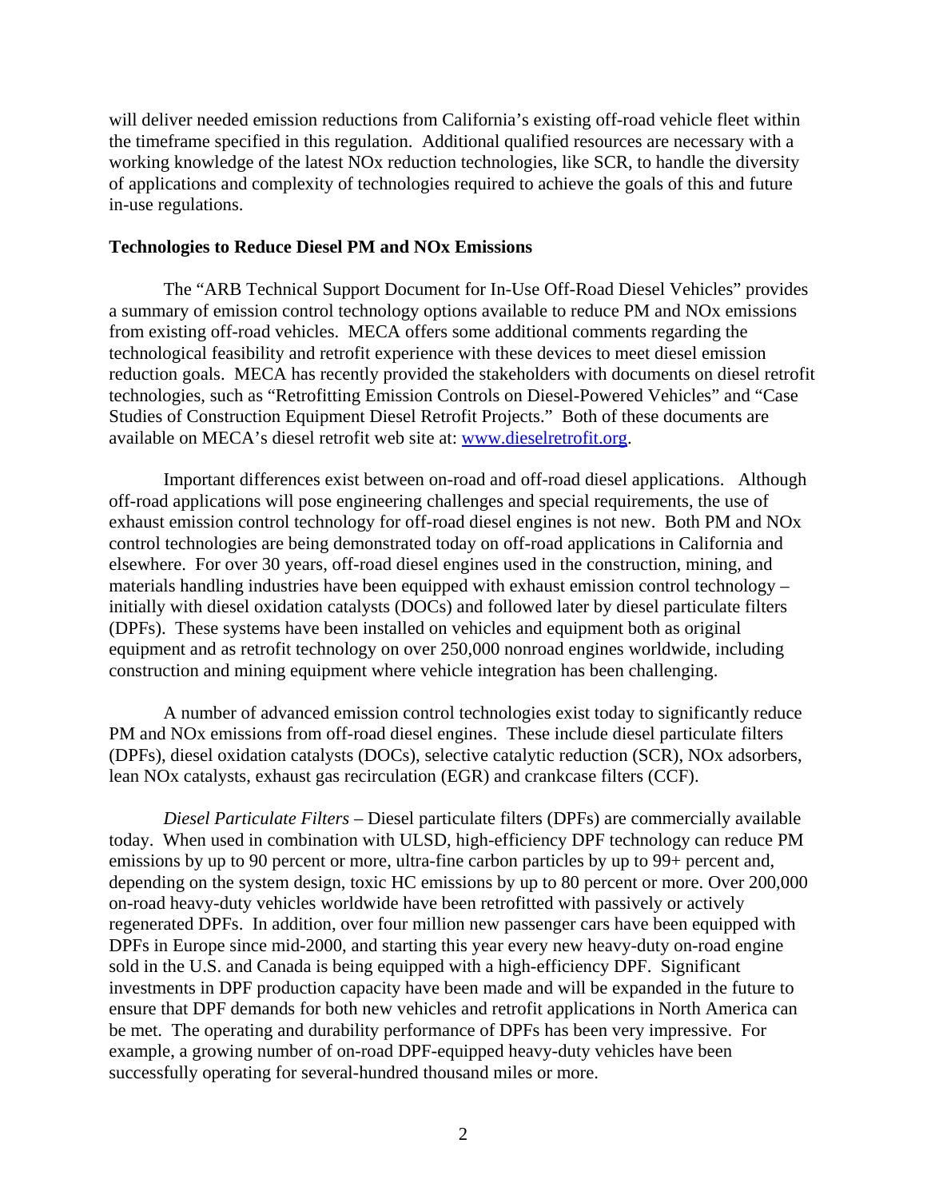will deliver needed emission reductions from California's existing off-road vehicle fleet within the timeframe specified in this regulation. Additional qualified resources are necessary with a working knowledge of the latest NOx reduction technologies, like SCR, to handle the diversity of applications and complexity of technologies required to achieve the goals of this and future in-use regulations.

**Technologies to Reduce Diesel PM and NOx Emissions**

The "ARB Technical Support Document for In-Use Off-Road Diesel Vehicles" provides a summary of emission control technology options available to reduce PM and NOx emissions from existing off-road vehicles. MECA offers some additional comments regarding the technological feasibility and retrofit experience with these devices to meet diesel emission reduction goals. MECA has recently provided the stakeholders with documents on diesel retrofit technologies, such as "Retrofitting Emission Controls on Diesel-Powered Vehicles" and "Case Studies of Construction Equipment Diesel Retrofit Projects." Both of these documents are available on MECA's diesel retrofit web site at: www.dieselretrofit.org.

Important differences exist between on-road and off-road diesel applications. Although off-road applications will pose engineering challenges and special requirements, the use of exhaust emission control technology for off-road diesel engines is not new. Both PM and NOx control technologies are being demonstrated today on off-road applications in California and elsewhere. For over 30 years, off-road diesel engines used in the construction, mining, and materials handling industries have been equipped with exhaust emission control technology – initially with diesel oxidation catalysts (DOCs) and followed later by diesel particulate filters (DPFs). These systems have been installed on vehicles and equipment both as original equipment and as retrofit technology on over 250,000 nonroad engines worldwide, including construction and mining equipment where vehicle integration has been challenging.

A number of advanced emission control technologies exist today to significantly reduce PM and NOx emissions from off-road diesel engines. These include diesel particulate filters (DPFs), diesel oxidation catalysts (DOCs), selective catalytic reduction (SCR), NOx adsorbers, lean NOx catalysts, exhaust gas recirculation (EGR) and crankcase filters (CCF).

*Diesel Particulate Filters* – Diesel particulate filters (DPFs) are commercially available today. When used in combination with ULSD, high-efficiency DPF technology can reduce PM emissions by up to 90 percent or more, ultra-fine carbon particles by up to 99+ percent and, depending on the system design, toxic HC emissions by up to 80 percent or more. Over 200,000 on-road heavy-duty vehicles worldwide have been retrofitted with passively or actively regenerated DPFs. In addition, over four million new passenger cars have been equipped with DPFs in Europe since mid-2000, and starting this year every new heavy-duty on-road engine sold in the U.S. and Canada is being equipped with a high-efficiency DPF. Significant investments in DPF production capacity have been made and will be expanded in the future to ensure that DPF demands for both new vehicles and retrofit applications in North America can be met. The operating and durability performance of DPFs has been very impressive. For example, a growing number of on-road DPF-equipped heavy-duty vehicles have been successfully operating for several-hundred thousand miles or more.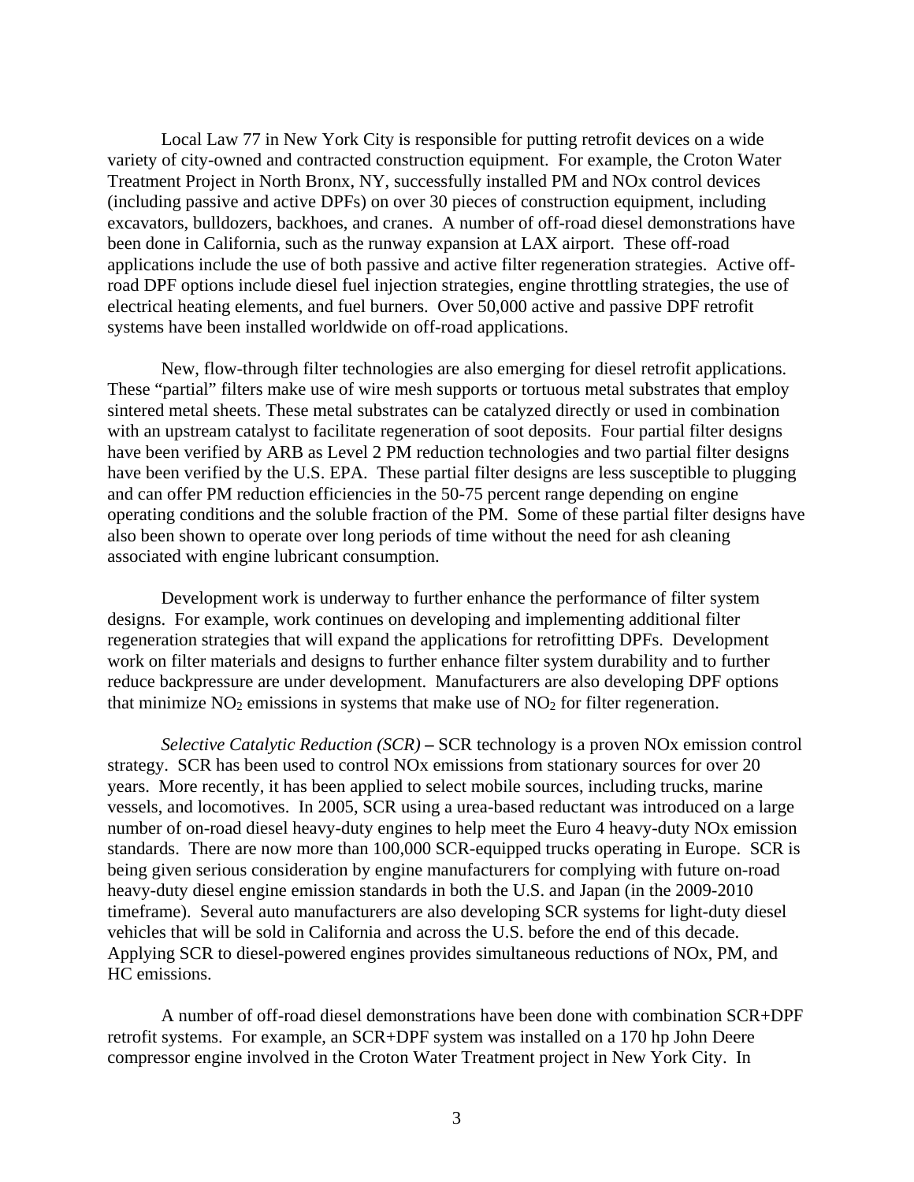Local Law 77 in New York City is responsible for putting retrofit devices on a wide variety of city-owned and contracted construction equipment. For example, the Croton Water Treatment Project in North Bronx, NY, successfully installed PM and NOx control devices (including passive and active DPFs) on over 30 pieces of construction equipment, including excavators, bulldozers, backhoes, and cranes. A number of off-road diesel demonstrations have been done in California, such as the runway expansion at LAX airport. These off-road applications include the use of both passive and active filter regeneration strategies. Active off-road DPF options include diesel fuel injection strategies, engine throttling strategies, the use of electrical heating elements, and fuel burners. Over 50,000 active and passive DPF retrofit systems have been installed worldwide on off-road applications.

New, flow-through filter technologies are also emerging for diesel retrofit applications. These "partial" filters make use of wire mesh supports or tortuous metal substrates that employ sintered metal sheets. These metal substrates can be catalyzed directly or used in combination with an upstream catalyst to facilitate regeneration of soot deposits. Four partial filter designs have been verified by ARB as Level 2 PM reduction technologies and two partial filter designs have been verified by the U.S. EPA. These partial filter designs are less susceptible to plugging and can offer PM reduction efficiencies in the 50-75 percent range depending on engine operating conditions and the soluble fraction of the PM. Some of these partial filter designs have also been shown to operate over long periods of time without the need for ash cleaning associated with engine lubricant consumption.

Development work is underway to further enhance the performance of filter system designs. For example, work continues on developing and implementing additional filter regeneration strategies that will expand the applications for retrofitting DPFs. Development work on filter materials and designs to further enhance filter system durability and to further reduce backpressure are under development. Manufacturers are also developing DPF options that minimize $NO_2$ emissions in systems that make use of $NO_2$ for filter regeneration.

*Selective Catalytic Reduction (SCR)* **–** SCR technology is a proven NOx emission control strategy. SCR has been used to control NOx emissions from stationary sources for over 20 years. More recently, it has been applied to select mobile sources, including trucks, marine vessels, and locomotives. In 2005, SCR using a urea-based reductant was introduced on a large number of on-road diesel heavy-duty engines to help meet the Euro 4 heavy-duty NOx emission standards. There are now more than 100,000 SCR-equipped trucks operating in Europe. SCR is being given serious consideration by engine manufacturers for complying with future on-road heavy-duty diesel engine emission standards in both the U.S. and Japan (in the 2009-2010 timeframe). Several auto manufacturers are also developing SCR systems for light-duty diesel vehicles that will be sold in California and across the U.S. before the end of this decade. Applying SCR to diesel-powered engines provides simultaneous reductions of NOx, PM, and HC emissions.

A number of off-road diesel demonstrations have been done with combination SCR+DPF retrofit systems. For example, an SCR+DPF system was installed on a 170 hp John Deere compressor engine involved in the Croton Water Treatment project in New York City. In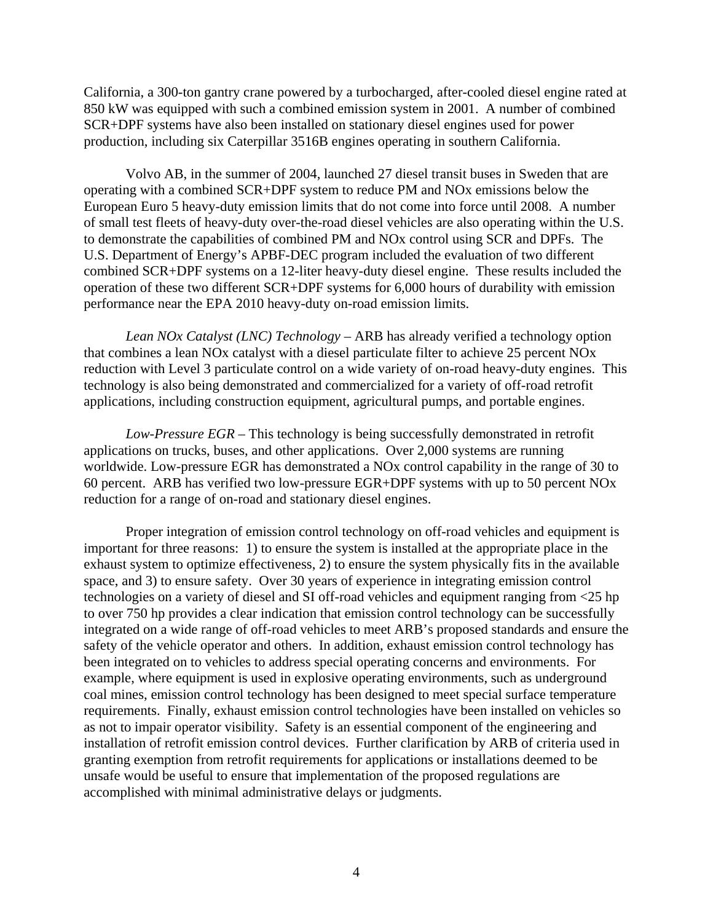California, a 300-ton gantry crane powered by a turbocharged, after-cooled diesel engine rated at 850 kW was equipped with such a combined emission system in 2001. A number of combined SCR+DPF systems have also been installed on stationary diesel engines used for power production, including six Caterpillar 3516B engines operating in southern California.

Volvo AB, in the summer of 2004, launched 27 diesel transit buses in Sweden that are operating with a combined SCR+DPF system to reduce PM and NOx emissions below the European Euro 5 heavy-duty emission limits that do not come into force until 2008. A number of small test fleets of heavy-duty over-the-road diesel vehicles are also operating within the U.S. to demonstrate the capabilities of combined PM and NOx control using SCR and DPFs. The U.S. Department of Energy's APBF-DEC program included the evaluation of two different combined SCR+DPF systems on a 12-liter heavy-duty diesel engine. These results included the operation of these two different SCR+DPF systems for 6,000 hours of durability with emission performance near the EPA 2010 heavy-duty on-road emission limits.

*Lean NOx Catalyst (LNC) Technology* – ARB has already verified a technology option that combines a lean NOx catalyst with a diesel particulate filter to achieve 25 percent NOx reduction with Level 3 particulate control on a wide variety of on-road heavy-duty engines. This technology is also being demonstrated and commercialized for a variety of off-road retrofit applications, including construction equipment, agricultural pumps, and portable engines.

*Low-Pressure EGR* – This technology is being successfully demonstrated in retrofit applications on trucks, buses, and other applications. Over 2,000 systems are running worldwide. Low-pressure EGR has demonstrated a NOx control capability in the range of 30 to 60 percent. ARB has verified two low-pressure EGR+DPF systems with up to 50 percent NOx reduction for a range of on-road and stationary diesel engines.

Proper integration of emission control technology on off-road vehicles and equipment is important for three reasons: 1) to ensure the system is installed at the appropriate place in the exhaust system to optimize effectiveness, 2) to ensure the system physically fits in the available space, and 3) to ensure safety. Over 30 years of experience in integrating emission control technologies on a variety of diesel and SI off-road vehicles and equipment ranging from <25 hp to over 750 hp provides a clear indication that emission control technology can be successfully integrated on a wide range of off-road vehicles to meet ARB's proposed standards and ensure the safety of the vehicle operator and others. In addition, exhaust emission control technology has been integrated on to vehicles to address special operating concerns and environments. For example, where equipment is used in explosive operating environments, such as underground coal mines, emission control technology has been designed to meet special surface temperature requirements. Finally, exhaust emission control technologies have been installed on vehicles so as not to impair operator visibility. Safety is an essential component of the engineering and installation of retrofit emission control devices. Further clarification by ARB of criteria used in granting exemption from retrofit requirements for applications or installations deemed to be unsafe would be useful to ensure that implementation of the proposed regulations are accomplished with minimal administrative delays or judgments.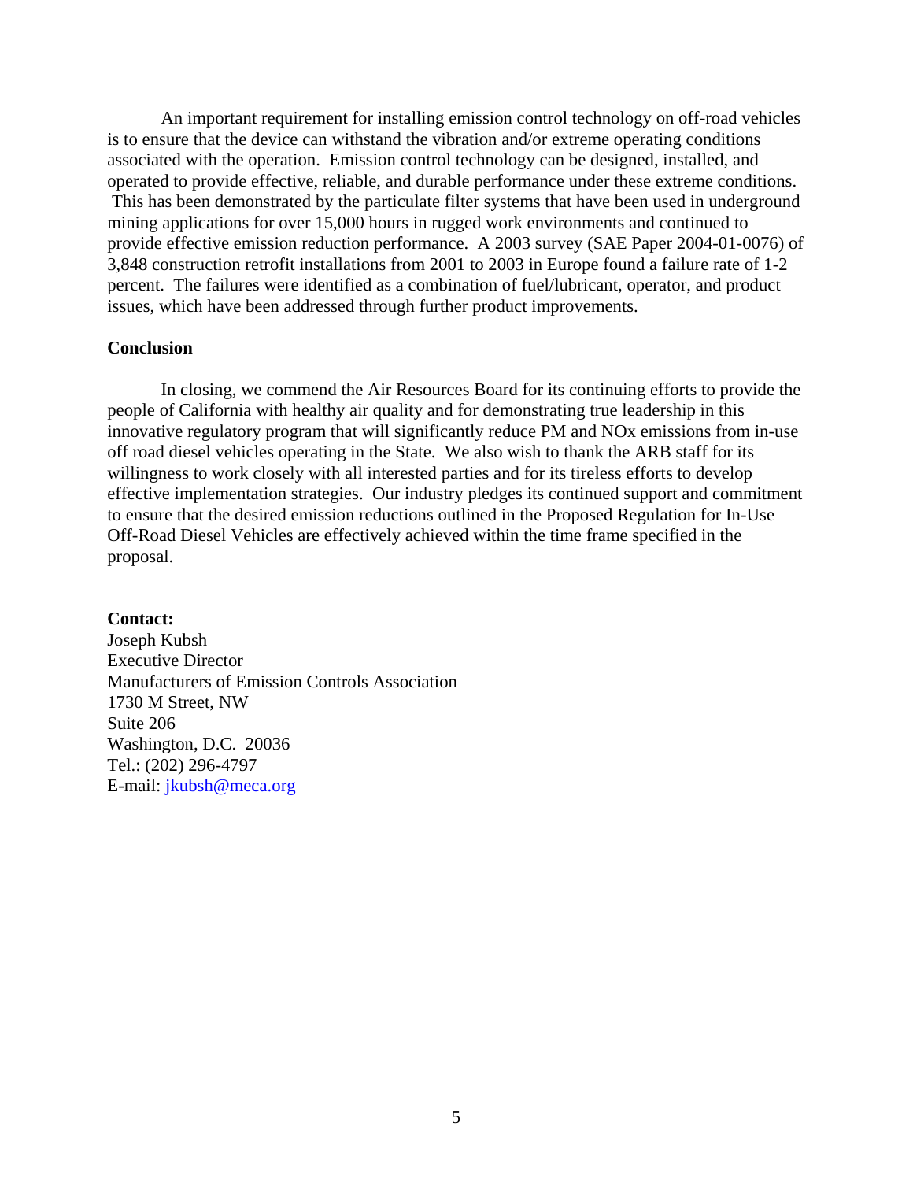An important requirement for installing emission control technology on off-road vehicles is to ensure that the device can withstand the vibration and/or extreme operating conditions associated with the operation. Emission control technology can be designed, installed, and operated to provide effective, reliable, and durable performance under these extreme conditions. This has been demonstrated by the particulate filter systems that have been used in underground mining applications for over 15,000 hours in rugged work environments and continued to provide effective emission reduction performance. A 2003 survey (SAE Paper 2004-01-0076) of 3,848 construction retrofit installations from 2001 to 2003 in Europe found a failure rate of 1-2 percent. The failures were identified as a combination of fuel/lubricant, operator, and product issues, which have been addressed through further product improvements.

**Conclusion**

In closing, we commend the Air Resources Board for its continuing efforts to provide the people of California with healthy air quality and for demonstrating true leadership in this innovative regulatory program that will significantly reduce PM and NOx emissions from in-use off road diesel vehicles operating in the State. We also wish to thank the ARB staff for its willingness to work closely with all interested parties and for its tireless efforts to develop effective implementation strategies. Our industry pledges its continued support and commitment to ensure that the desired emission reductions outlined in the Proposed Regulation for In-Use Off-Road Diesel Vehicles are effectively achieved within the time frame specified in the proposal.

**Contact:**
Joseph Kubsh
Executive Director
Manufacturers of Emission Controls Association
1730 M Street, NW
Suite 206
Washington, D.C. 20036
Tel.: (202) 296-4797
E-mail: jkubsh@meca.org